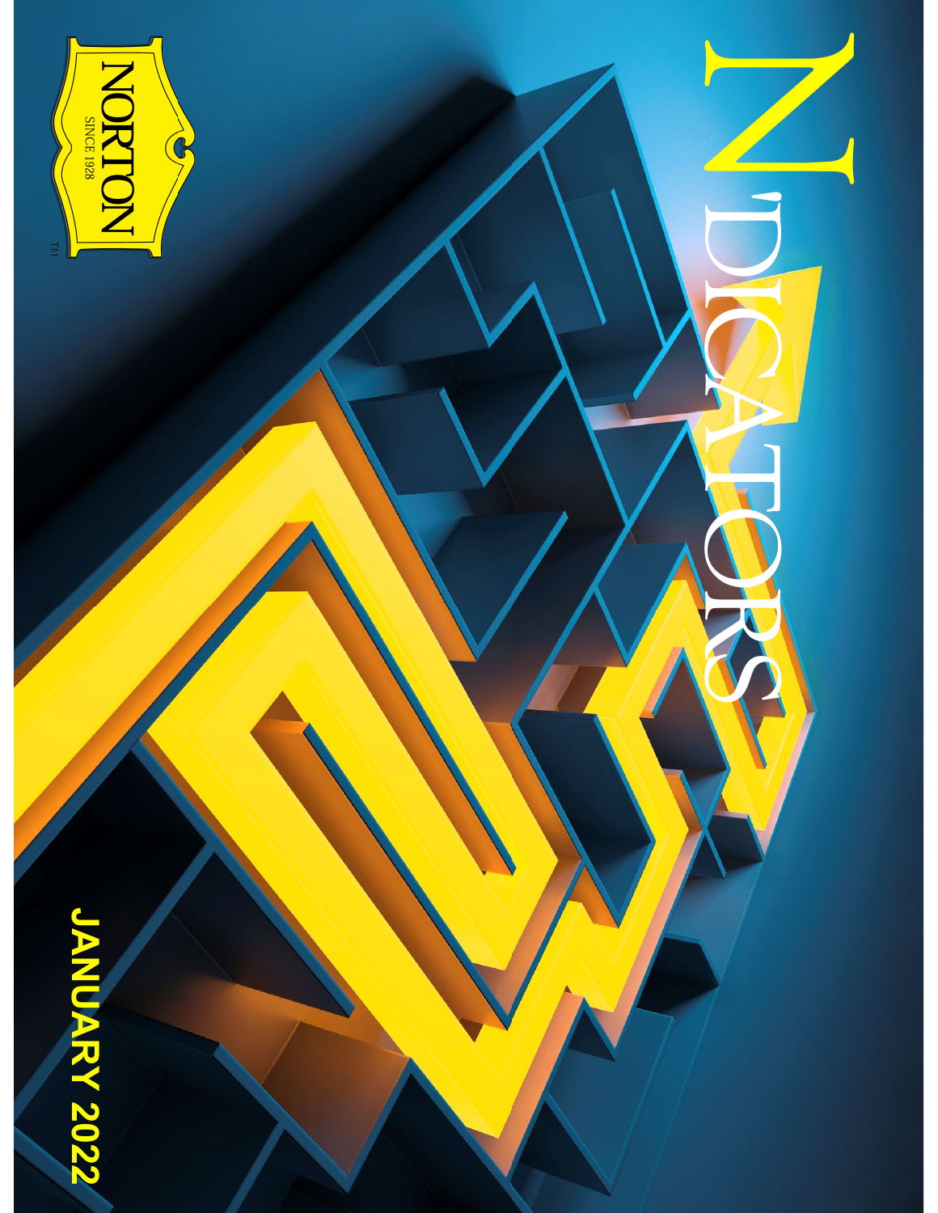# N'DICATORS

NORTON

SINCE 1928

TM

JANUARY 2022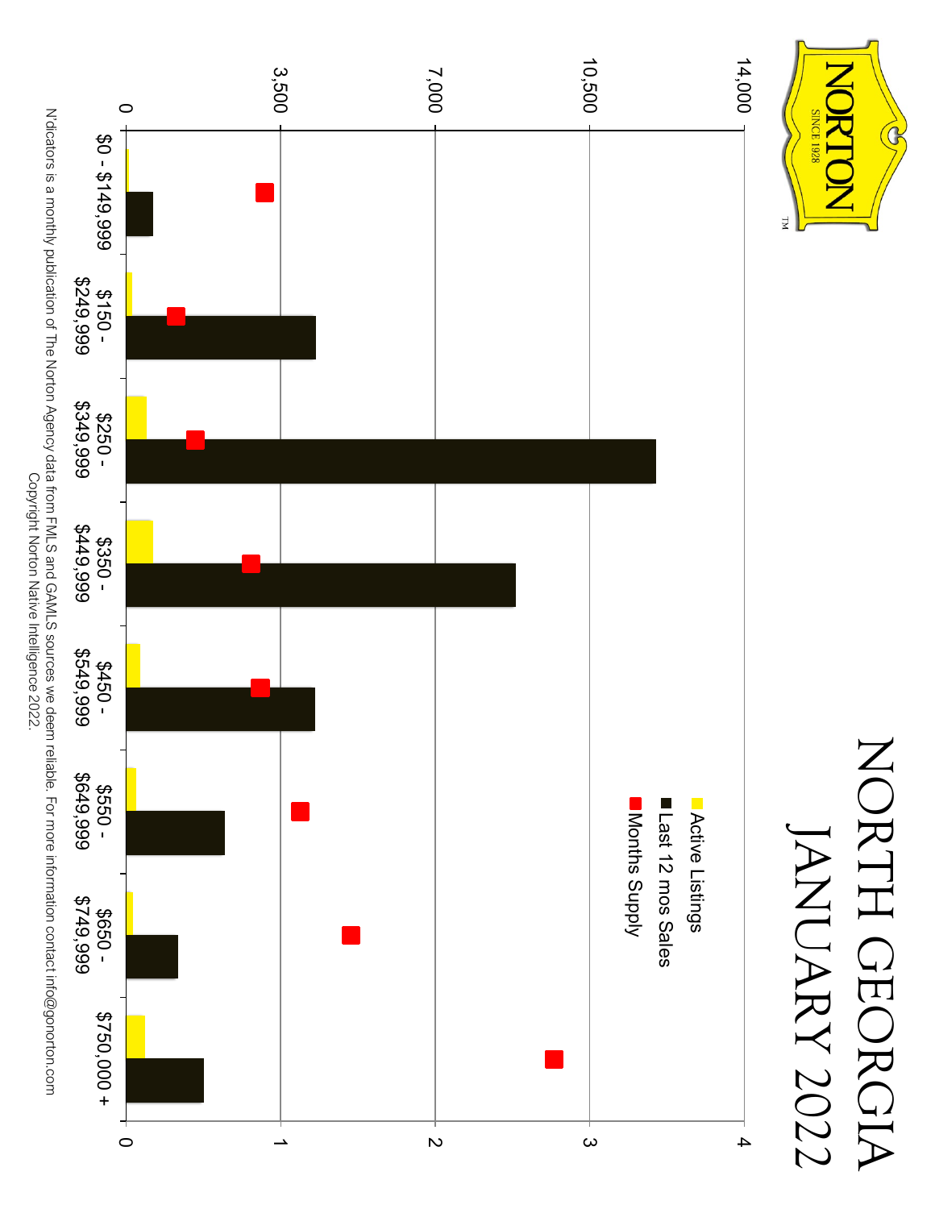# NORTH GEORGIA

## JANUARY 2022

NORTON SINCE 1928

- Active Listings
- Last 12 mos Sales
- Months Supply

| | $0 - $149,999 | $150 - $249,999 | $250 - $349,999 | $350 - $449,999 | $450 - $549,999 | $550 - $649,999 | $650 - $749,999 | $750,000 + |
|---|---|---|---|---|---|---|---|---|

Left axis: 0, 3,500, 7,000, 10,500, 14,000

Right axis: 0, 1, 2, 3, 4

N'dicators is a monthly publication of The Norton Agency data from FMLS and GAMLS sources we deem reliable. For more information contact info@gonorton.com
Copyright Norton Native Intelligence 2022.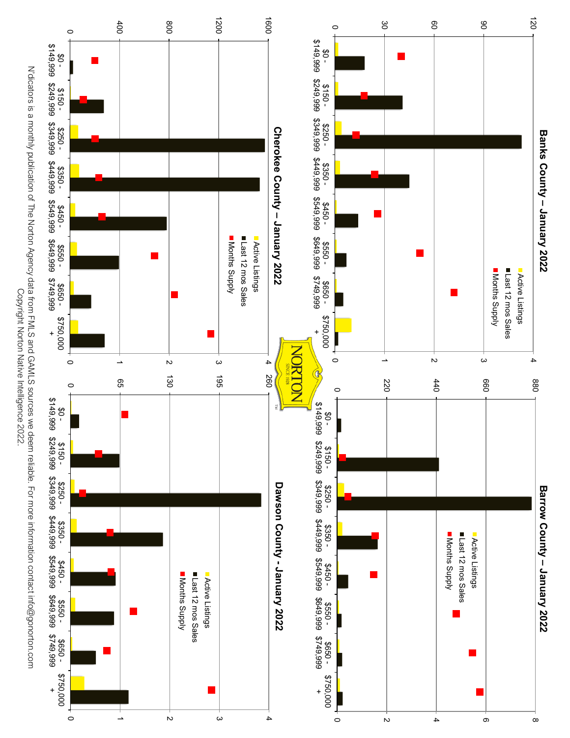## Banks County – January 2022

- Active Listings
- Last 12 mos Sales
- Months Supply

Left axis: 0, 30, 60, 90, 120. Right axis: 0, 1, 2, 3, 4.

Price ranges: $0 - $149,999; $150 - $249,999; $250 - $349,999; $350 - $449,999; $450 - $549,999; $550 - $649,999; $650 - $749,999; $750,000 +

## Barrow County – January 2022

- Active Listings
- Last 12 mos Sales
- Months Supply

Left axis: 0, 220, 440, 660, 880. Right axis: 0, 2, 4, 6, 8.

Price ranges: $0 - $149,999; $150 - $249,999; $250 - $349,999; $350 - $449,999; $450 - $549,999; $550 - $649,999; $650 - $749,999; $750,000 +

## Cherokee County – January 2022

- Active Listings
- Last 12 mos Sales
- Months Supply

Left axis: 0, 400, 800, 1200, 1600. Right axis: 0, 1, 2, 3, 4.

Price ranges: $0 - $149,999; $150 - $249,999; $250 - $349,999; $350 - $449,999; $450 - $549,999; $550 - $649,999; $650 - $749,999; $750,000 +

## Dawson County - January 2022

- Active Listings
- Last 12 mos Sales
- Months Supply

Left axis: 0, 65, 130, 195, 260. Right axis: 0, 1, 2, 3, 4.

Price ranges: $0 - $149,999; $150 - $249,999; $250 - $349,999; $350 - $449,999; $450 - $549,999; $550 - $649,999; $650 - $749,999; $750,000 +

NORTON SINCE 1928 TM

N'dicators is a monthly publication of The Norton Agency data from FMLS and GAMLS sources we deem reliable. For more information contact info@gonorton.com
Copyright Norton Native Intelligence 2022.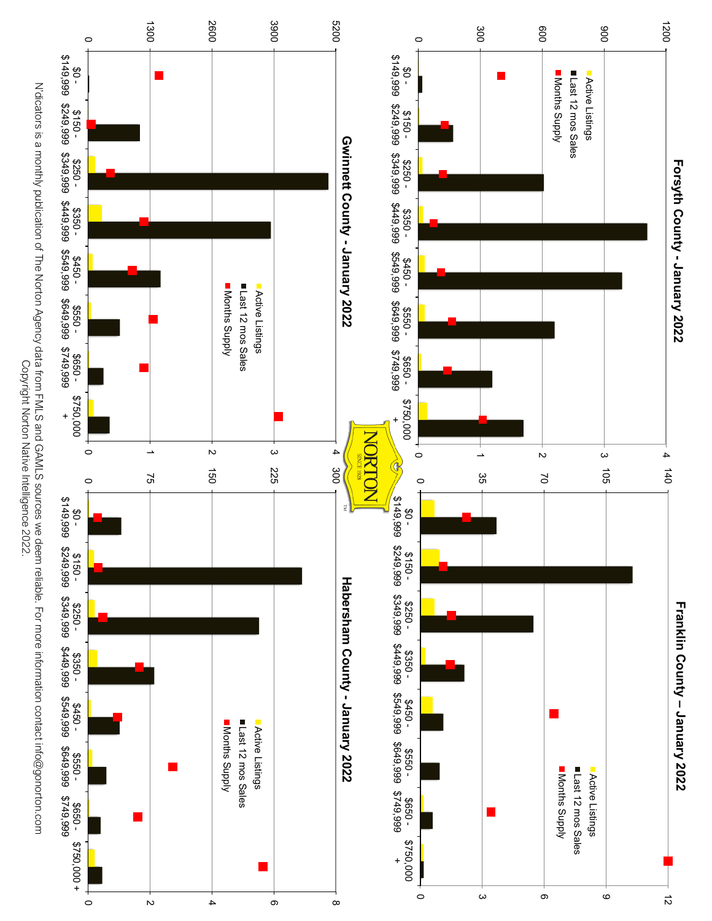## Forsyth County - January 2022

Active Listings
Last 12 mos Sales
Months Supply

$0 - $149,999 | $150 - $249,999 | $250 - $349,999 | $350 - $449,999 | $450 - $549,999 | $550 - $649,999 | $650 - $749,999 | $750,000 +

## Franklin County – January 2022

Active Listings
Last 12 mos Sales
Months Supply

$0 - $149,999 | $150 - $249,999 | $250 - $349,999 | $350 - $449,999 | $450 - $549,999 | $550 - $649,999 | $650 - $749,999 | $750,000 +

## Gwinnett County - January 2022

Active Listings
Last 12 mos Sales
Months Supply

$0 - $149,999 | $150 - $249,999 | $250 - $349,999 | $350 - $449,999 | $450 - $549,999 | $550 - $649,999 | $650 - $749,999 | $750,000 +

## Habersham County - January 2022

Active Listings
Last 12 mos Sales
Months Supply

$0 - $149,999 | $150 - $249,999 | $250 - $349,999 | $350 - $449,999 | $450 - $549,999 | $550 - $649,999 | $650 - $749,999 | $750,000 +

NORTON SINCE 1928 ™

N'dicators is a monthly publication of The Norton Agency data from FMLS and GAMLS sources we deem reliable. For more information contact info@gonorton.com
Copyright Norton Native Intelligence 2022.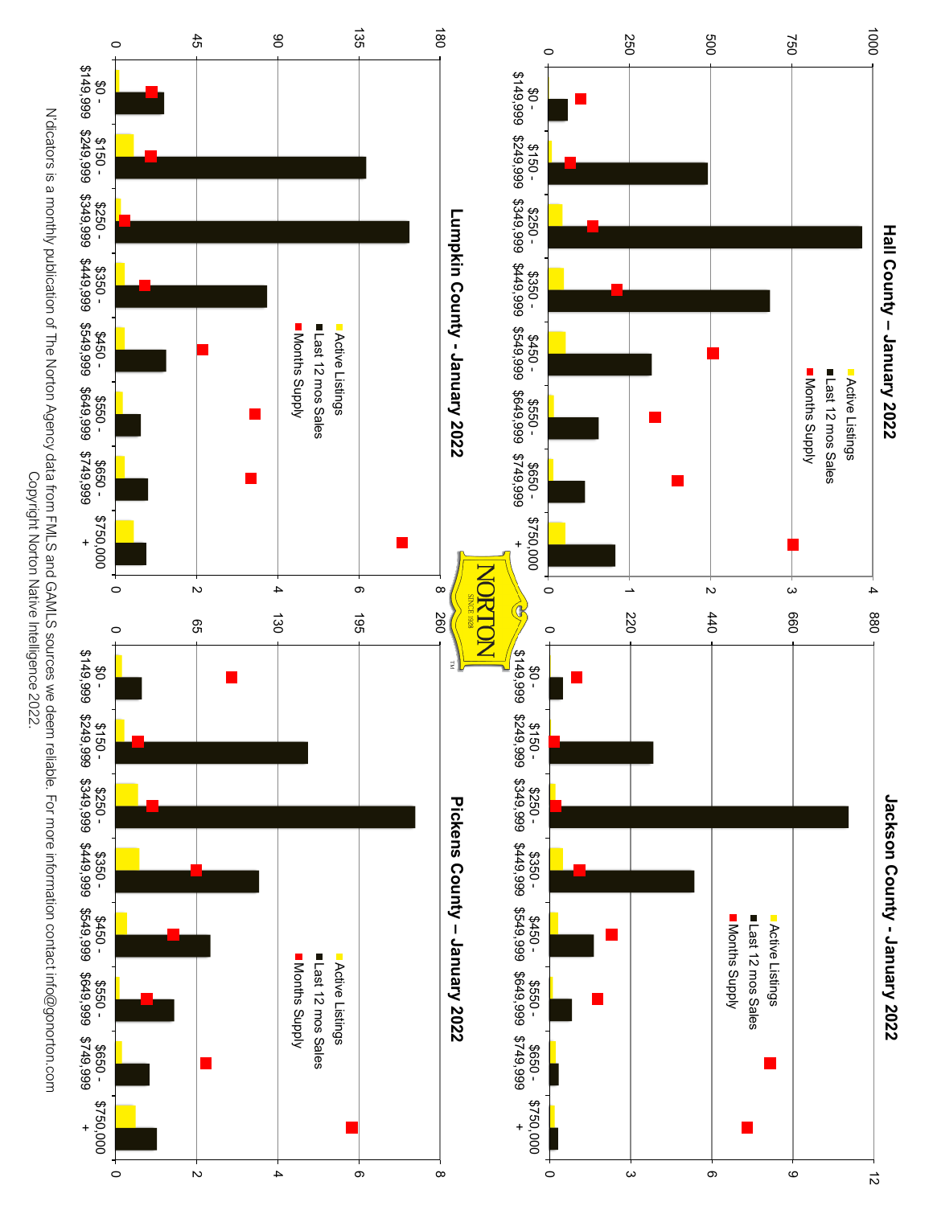## Hall County – January 2022

- Active Listings
- Last 12 mos Sales
- Months Supply

Left axis: 0, 250, 500, 750, 1000 — Right axis: 0, 1, 2, 3, 4

Price ranges: $0 - $149,999 | $150 - $249,999 | $250 - $349,999 | $350 - $449,999 | $450 - $549,999 | $550 - $649,999 | $650 - $749,999 | $750,000 +

## Jackson County - January 2022

- Active Listings
- Last 12 mos Sales
- Months Supply

Left axis: 0, 220, 440, 660, 880 — Right axis: 0, 3, 6, 9, 12

Price ranges: $0 - $149,999 | $150 - $249,999 | $250 - $349,999 | $350 - $449,999 | $450 - $549,999 | $550 - $649,999 | $650 - $749,999 | $750,000 +

## Lumpkin County - January 2022

- Active Listings
- Last 12 mos Sales
- Months Supply

Left axis: 0, 45, 90, 135, 180 — Right axis: 0, 2, 4, 6, 8

Price ranges: $0 - $149,999 | $150 - $249,999 | $250 - $349,999 | $350 - $449,999 | $450 - $549,999 | $550 - $649,999 | $650 - $749,999 | $750,000 +

## Pickens County – January 2022

- Active Listings
- Last 12 mos Sales
- Months Supply

Left axis: 0, 65, 130, 195, 260 — Right axis: 0, 2, 4, 6, 8

Price ranges: $0 - $149,999 | $150 - $249,999 | $250 - $349,999 | $350 - $449,999 | $450 - $549,999 | $550 - $649,999 | $650 - $749,999 | $750,000 +

NORTON SINCE 1928 TM

N'dicators is a monthly publication of The Norton Agency data from FMLS and GAMLS sources we deem reliable. For more information contact info@gonorton.com

Copyright Norton Native Intelligence 2022.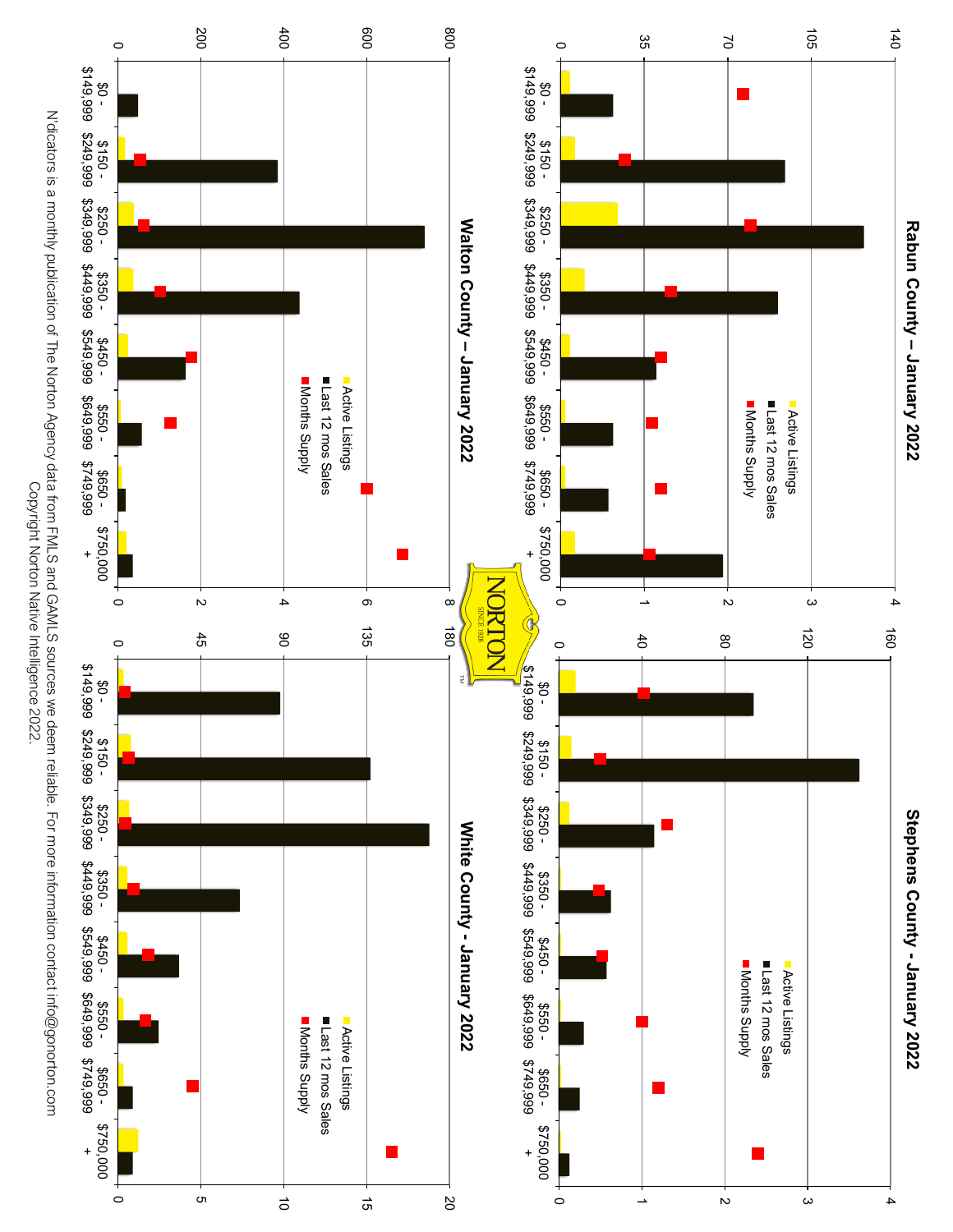## Rabun County – January 2022

Active Listings
Last 12 mos Sales
Months Supply

140
105
70
35
0

4
3
2
1
0

$0 - $149,999
$150 - $249,999
$250 - $349,999
$350 - $449,999
$450 - $549,999
$550 - $649,999
$650 - $749,999
$750,000 +

## Stephens County - January 2022

Active Listings
Last 12 mos Sales
Months Supply

160
120
80
40
0

4
3
2
1
0

$0 - $149,999
$150 - $249,999
$250 - $349,999
$350 - $449,999
$450 - $549,999
$550 - $649,999
$650 - $749,999
$750,000 +

## Walton County – January 2022

Active Listings
Last 12 mos Sales
Months Supply

800
600
400
200
0

8
6
4
2
0

$0 - $149,999
$150 - $249,999
$250 - $349,999
$350 - $449,999
$450 - $549,999
$550 - $649,999
$650 - $749,999
$750,000 +

## White County - January 2022

Active Listings
Last 12 mos Sales
Months Supply

180
135
90
45
0

20
15
10
5
0

$0 - $149,999
$150 - $249,999
$250 - $349,999
$350 - $449,999
$450 - $549,999
$550 - $649,999
$650 - $749,999
$750,000 +

NORTON SINCE 1928 TM

N'dicators is a monthly publication of The Norton Agency data from FMLS and GAMLS sources we deem reliable. For more information contact info@gonorton.com

Copyright Norton Native Intelligence 2022.